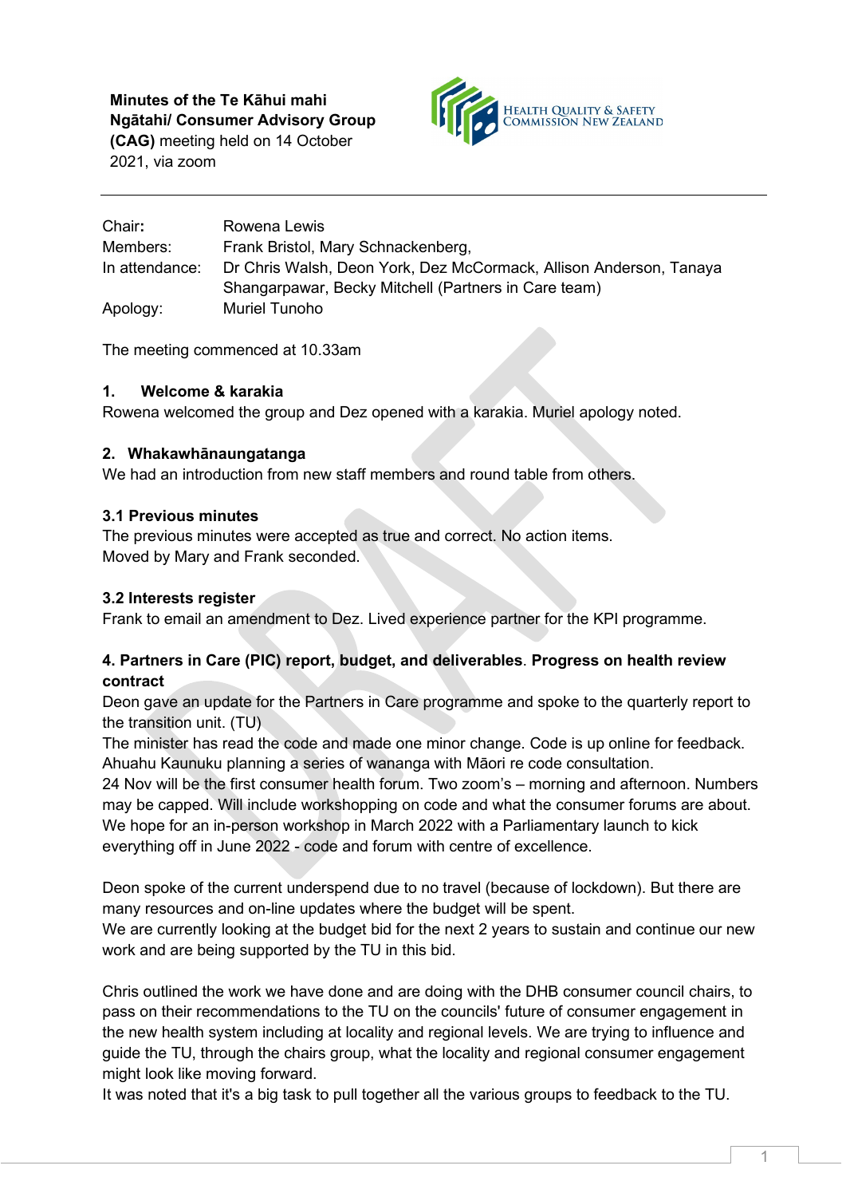**Minutes of the Te Kāhui mahi Ngātahi/ Consumer Advisory Group (CAG)** meeting held on 14 October 2021, via zoom

HEALTH QUALITY & SAFETY COMMISSION NEW ZEALAND

---

| | |
|---|---|
| Chair: | Rowena Lewis |
| Members: | Frank Bristol, Mary Schnackenberg, |
| In attendance: | Dr Chris Walsh, Deon York, Dez McCormack, Allison Anderson, Tanaya Shangarpawar, Becky Mitchell (Partners in Care team) |
| Apology: | Muriel Tunoho |

The meeting commenced at 10.33am

### 1. Welcome & karakia

Rowena welcomed the group and Dez opened with a karakia. Muriel apology noted.

### 2. Whakawhānaungatanga

We had an introduction from new staff members and round table from others.

### 3.1 Previous minutes

The previous minutes were accepted as true and correct. No action items.
Moved by Mary and Frank seconded.

### 3.2 Interests register

Frank to email an amendment to Dez. Lived experience partner for the KPI programme.

### 4. Partners in Care (PIC) report, budget, and deliverables. Progress on health review contract

Deon gave an update for the Partners in Care programme and spoke to the quarterly report to the transition unit. (TU)
The minister has read the code and made one minor change. Code is up online for feedback.
Ahuahu Kaunuku planning a series of wananga with Māori re code consultation.
24 Nov will be the first consumer health forum. Two zoom's – morning and afternoon. Numbers may be capped. Will include workshopping on code and what the consumer forums are about.
We hope for an in-person workshop in March 2022 with a Parliamentary launch to kick everything off in June 2022 - code and forum with centre of excellence.

Deon spoke of the current underspend due to no travel (because of lockdown). But there are many resources and on-line updates where the budget will be spent.
We are currently looking at the budget bid for the next 2 years to sustain and continue our new work and are being supported by the TU in this bid.

Chris outlined the work we have done and are doing with the DHB consumer council chairs, to pass on their recommendations to the TU on the councils' future of consumer engagement in the new health system including at locality and regional levels. We are trying to influence and guide the TU, through the chairs group, what the locality and regional consumer engagement might look like moving forward.
It was noted that it's a big task to pull together all the various groups to feedback to the TU.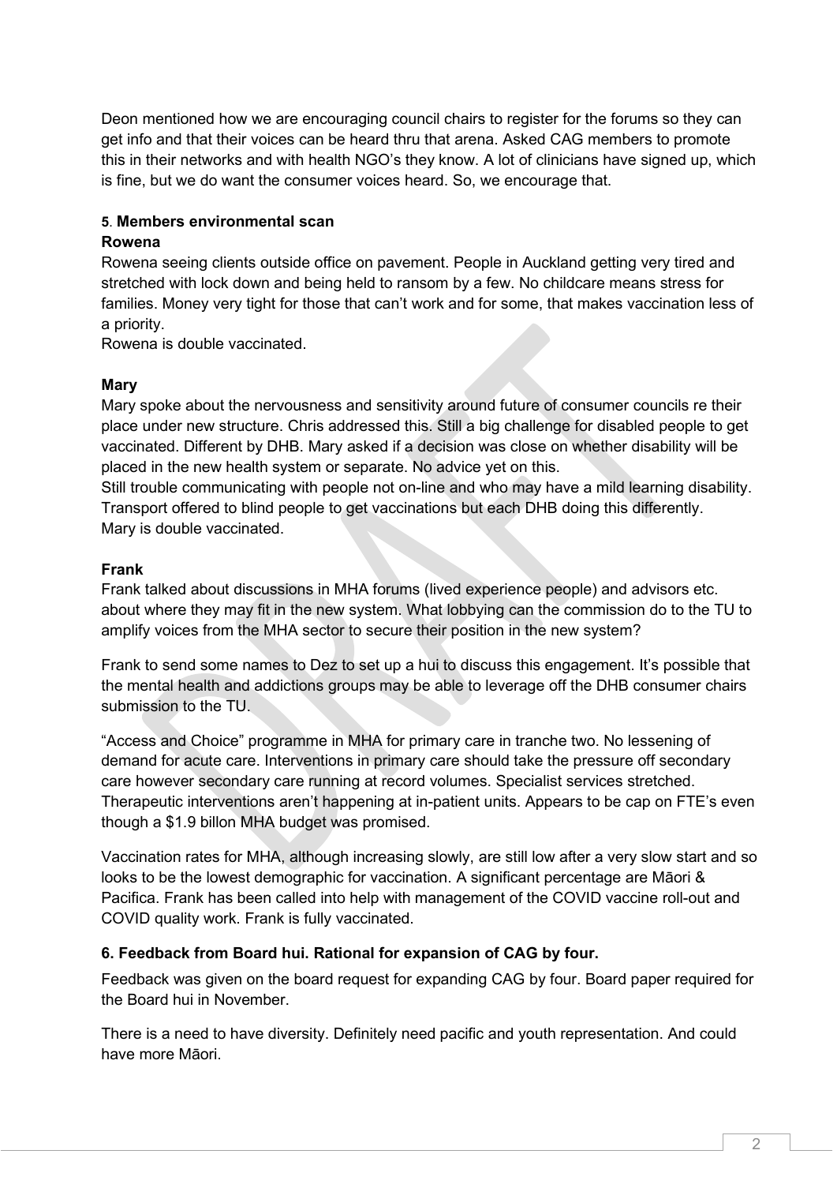Deon mentioned how we are encouraging council chairs to register for the forums so they can get info and that their voices can be heard thru that arena. Asked CAG members to promote this in their networks and with health NGO's they know. A lot of clinicians have signed up, which is fine, but we do want the consumer voices heard. So, we encourage that.

**5. Members environmental scan**

**Rowena**

Rowena seeing clients outside office on pavement. People in Auckland getting very tired and stretched with lock down and being held to ransom by a few. No childcare means stress for families. Money very tight for those that can't work and for some, that makes vaccination less of a priority.
Rowena is double vaccinated.

**Mary**

Mary spoke about the nervousness and sensitivity around future of consumer councils re their place under new structure. Chris addressed this. Still a big challenge for disabled people to get vaccinated. Different by DHB. Mary asked if a decision was close on whether disability will be placed in the new health system or separate. No advice yet on this.
Still trouble communicating with people not on-line and who may have a mild learning disability. Transport offered to blind people to get vaccinations but each DHB doing this differently.
Mary is double vaccinated.

**Frank**

Frank talked about discussions in MHA forums (lived experience people) and advisors etc. about where they may fit in the new system. What lobbying can the commission do to the TU to amplify voices from the MHA sector to secure their position in the new system?

Frank to send some names to Dez to set up a hui to discuss this engagement. It's possible that the mental health and addictions groups may be able to leverage off the DHB consumer chairs submission to the TU.

"Access and Choice" programme in MHA for primary care in tranche two. No lessening of demand for acute care. Interventions in primary care should take the pressure off secondary care however secondary care running at record volumes. Specialist services stretched. Therapeutic interventions aren't happening at in-patient units. Appears to be cap on FTE's even though a $1.9 billon MHA budget was promised.

Vaccination rates for MHA, although increasing slowly, are still low after a very slow start and so looks to be the lowest demographic for vaccination. A significant percentage are Māori & Pacifica. Frank has been called into help with management of the COVID vaccine roll-out and COVID quality work. Frank is fully vaccinated.

**6. Feedback from Board hui. Rational for expansion of CAG by four.**

Feedback was given on the board request for expanding CAG by four. Board paper required for the Board hui in November.

There is a need to have diversity. Definitely need pacific and youth representation. And could have more Māori.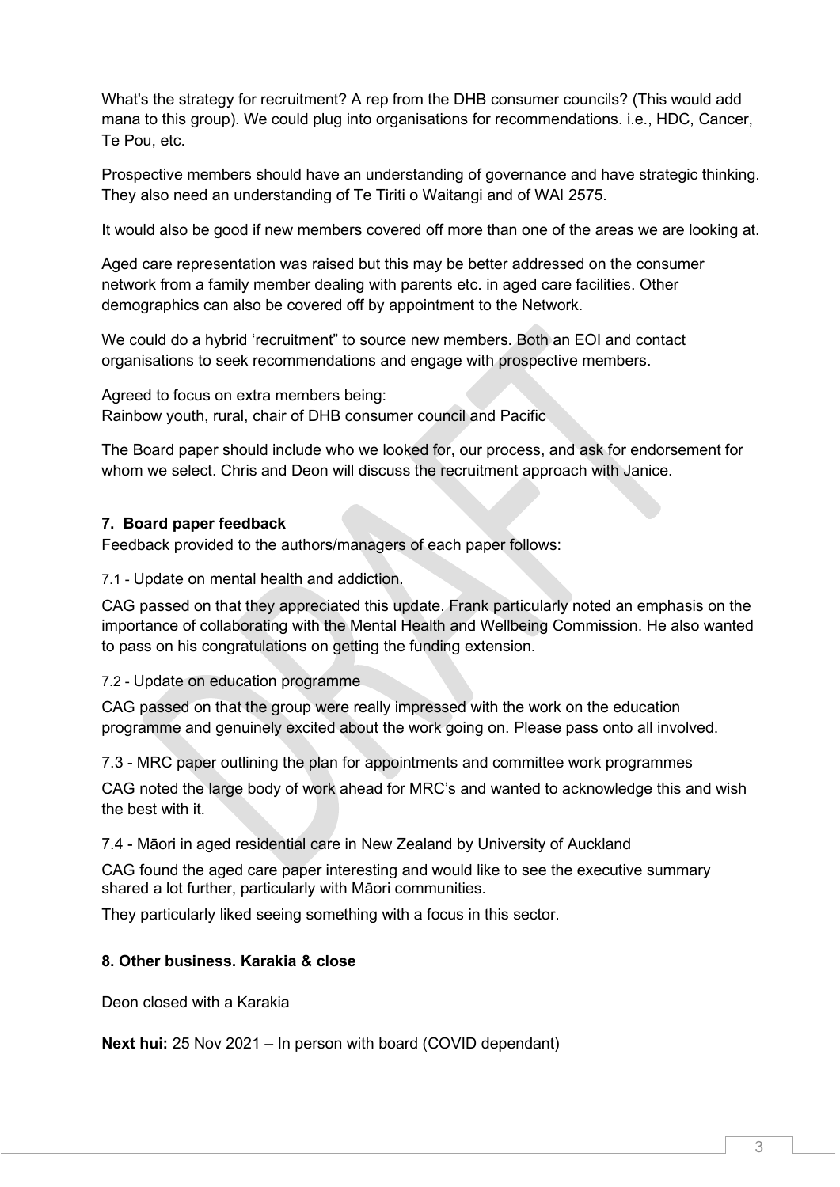What's the strategy for recruitment? A rep from the DHB consumer councils? (This would add mana to this group). We could plug into organisations for recommendations. i.e., HDC, Cancer, Te Pou, etc.

Prospective members should have an understanding of governance and have strategic thinking. They also need an understanding of Te Tiriti o Waitangi and of WAI 2575.

It would also be good if new members covered off more than one of the areas we are looking at.

Aged care representation was raised but this may be better addressed on the consumer network from a family member dealing with parents etc. in aged care facilities. Other demographics can also be covered off by appointment to the Network.

We could do a hybrid 'recruitment" to source new members. Both an EOI and contact organisations to seek recommendations and engage with prospective members.

Agreed to focus on extra members being:
Rainbow youth, rural, chair of DHB consumer council and Pacific

The Board paper should include who we looked for, our process, and ask for endorsement for whom we select. Chris and Deon will discuss the recruitment approach with Janice.

### 7. Board paper feedback

Feedback provided to the authors/managers of each paper follows:

7.1 - Update on mental health and addiction.

CAG passed on that they appreciated this update. Frank particularly noted an emphasis on the importance of collaborating with the Mental Health and Wellbeing Commission. He also wanted to pass on his congratulations on getting the funding extension.

7.2 - Update on education programme

CAG passed on that the group were really impressed with the work on the education programme and genuinely excited about the work going on. Please pass onto all involved.

7.3 - MRC paper outlining the plan for appointments and committee work programmes

CAG noted the large body of work ahead for MRC's and wanted to acknowledge this and wish the best with it.

7.4 - Māori in aged residential care in New Zealand by University of Auckland

CAG found the aged care paper interesting and would like to see the executive summary shared a lot further, particularly with Māori communities.

They particularly liked seeing something with a focus in this sector.

### 8. Other business. Karakia & close

Deon closed with a Karakia

**Next hui:** 25 Nov 2021 – In person with board (COVID dependant)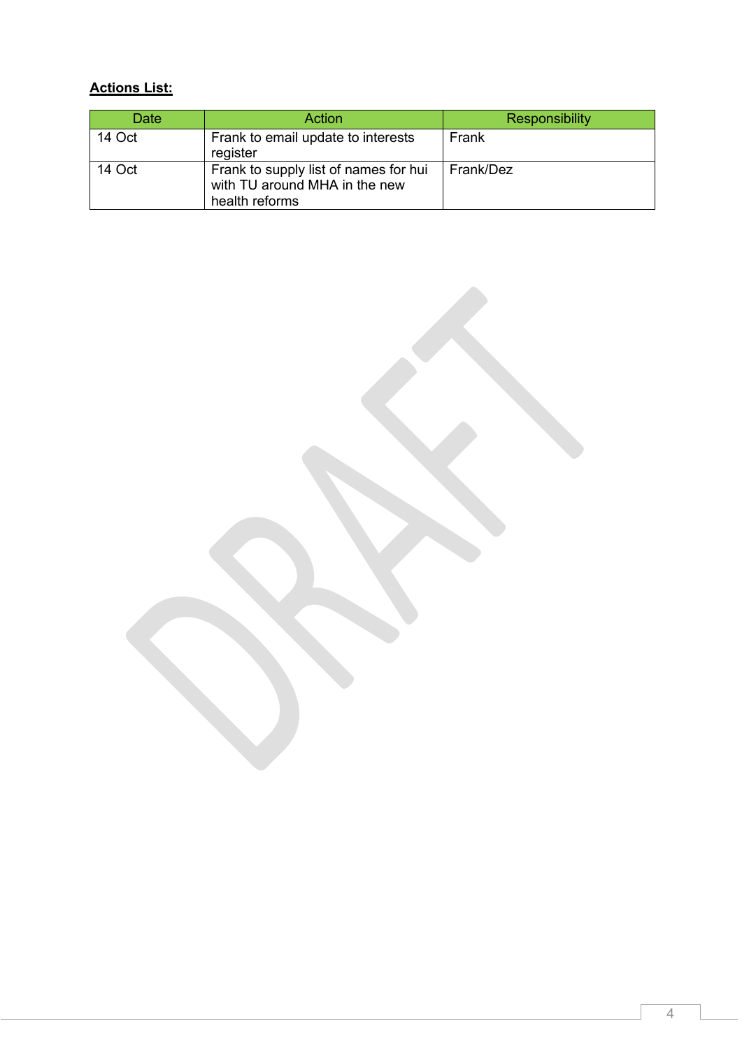**Actions List:**

| Date | Action | Responsibility |
| --- | --- | --- |
| 14 Oct | Frank to email update to interests register | Frank |
| 14 Oct | Frank to supply list of names for hui with TU around MHA in the new health reforms | Frank/Dez |